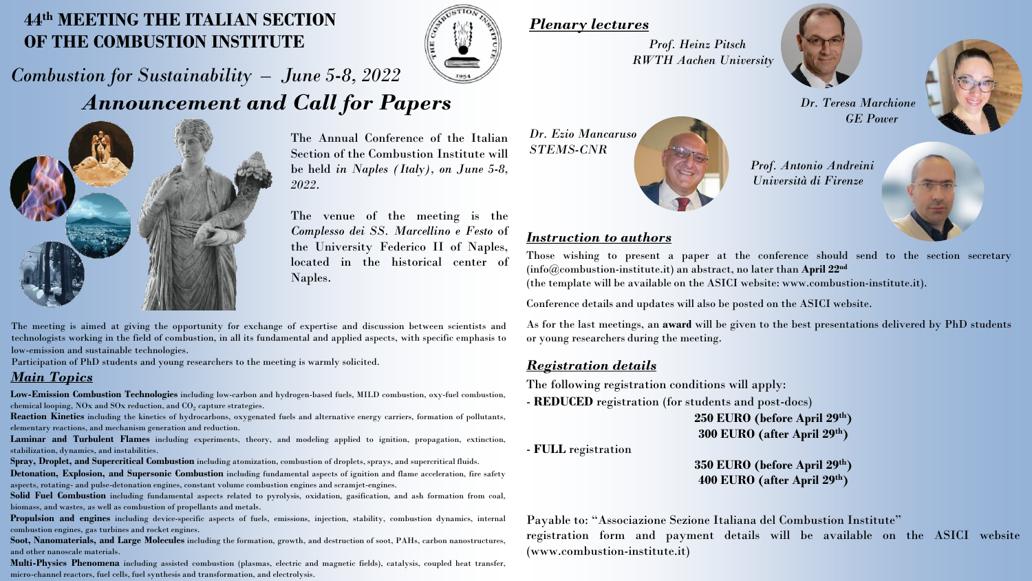# 44th MEETING THE ITALIAN SECTION OF THE COMBUSTION INSTITUTE

*Combustion for Sustainability – June 5-8, 2022*

## *Announcement and Call for Papers*

The Annual Conference of the Italian Section of the Combustion Institute will be held *in Naples (Italy), on June 5-8, 2022*.

The venue of the meeting is the *Complesso dei SS. Marcellino e Festo* of the University Federico II of Naples, located in the historical center of Naples.

The meeting is aimed at giving the opportunity for exchange of expertise and discussion between scientists and technologists working in the field of combustion, in all its fundamental and applied aspects, with specific emphasis to low-emission and sustainable technologies.

Participation of PhD students and young researchers to the meeting is warmly solicited.

## *Main Topics*

**Low-Emission Combustion Technologies** including low-carbon and hydrogen-based fuels, MILD combustion, oxy-fuel combustion, chemical looping, NOx and SOx reduction, and $CO_2$ capture strategies.

**Reaction Kinetics** including the kinetics of hydrocarbons, oxygenated fuels and alternative energy carriers, formation of pollutants, elementary reactions, and mechanism generation and reduction.

**Laminar and Turbulent Flames** including experiments, theory, and modeling applied to ignition, propagation, extinction, stabilization, dynamics, and instabilities.

**Spray, Droplet, and Supercritical Combustion** including atomization, combustion of droplets, sprays, and supercritical fluids.

**Detonation, Explosion, and Supersonic Combustion** including fundamental aspects of ignition and flame acceleration, fire safety aspects, rotating- and pulse-detonation engines, constant volume combustion engines and scramjet-engines.

**Solid Fuel Combustion** including fundamental aspects related to pyrolysis, oxidation, gasification, and ash formation from coal, biomass, and wastes, as well as combustion of propellants and metals.

**Propulsion and engines** including device-specific aspects of fuels, emissions, injection, stability, combustion dynamics, internal combustion engines, gas turbines and rocket engines.

**Soot, Nanomaterials, and Large Molecules** including the formation, growth, and destruction of soot, PAHs, carbon nanostructures, and other nanoscale materials.

**Multi-Physics Phenomena** including assisted combustion (plasmas, electric and magnetic fields), catalysis, coupled heat transfer, micro-channel reactors, fuel cells, fuel synthesis and transformation, and electrolysis.

## *Plenary lectures*

*Prof. Heinz Pitsch*
*RWTH Aachen University*

*Dr. Teresa Marchione*
*GE Power*

*Dr. Ezio Mancaruso*
*STEMS-CNR*

*Prof. Antonio Andreini*
*Università di Firenze*

## *Instruction to authors*

Those wishing to present a paper at the conference should send to the section secretary (info@combustion-institute.it) an abstract, no later than **April 22nd**
(the template will be available on the ASICI website: www.combustion-institute.it).

Conference details and updates will also be posted on the ASICI website.

As for the last meetings, an **award** will be given to the best presentations delivered by PhD students or young researchers during the meeting.

## *Registration details*

The following registration conditions will apply:

- **REDUCED** registration (for students and post-docs)
  - **250 EURO (before April 29th)**
  - **300 EURO (after April 29th)**
- **FULL** registration
  - **350 EURO (before April 29th)**
  - **400 EURO (after April 29th)**

Payable to: "Associazione Sezione Italiana del Combustion Institute"
registration form and payment details will be available on the ASICI website (www.combustion-institute.it)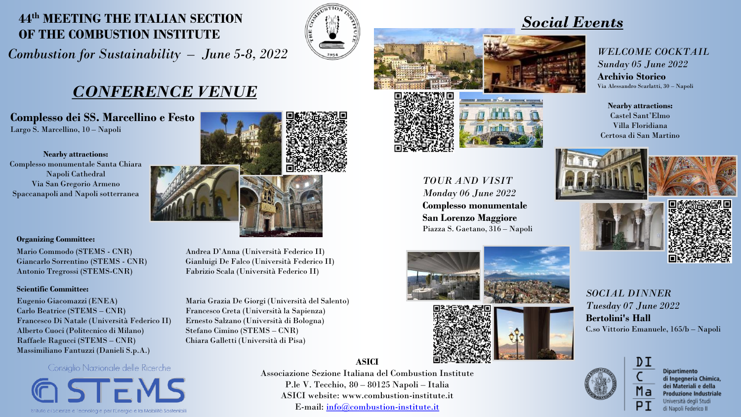# 44th MEETING THE ITALIAN SECTION OF THE COMBUSTION INSTITUTE

*Combustion for Sustainability – June 5-8, 2022*

## *CONFERENCE VENUE*

**Complesso dei SS. Marcellino e Festo**
Largo S. Marcellino, 10 – Napoli

**Nearby attractions:**
Complesso monumentale Santa Chiara
Napoli Cathedral
Via San Gregorio Armeno
Spaccanapoli and Napoli sotterranea

**Organizing Committee:**

Mario Commodo (STEMS - CNR)
Giancarlo Sorrentino (STEMS - CNR)
Antonio Tregrossi (STEMS-CNR)
Andrea D'Anna (Università Federico II)
Gianluigi De Falco (Università Federico II)
Fabrizio Scala (Università Federico II)

**Scientific Committee:**

Eugenio Giacomazzi (ENEA)
Carlo Beatrice (STEMS – CNR)
Francesco Di Natale (Università Federico II)
Alberto Cuoci (Politecnico di Milano)
Raffaele Ragucci (STEMS – CNR)
Massimiliano Fantuzzi (Danieli S.p.A.)
Maria Grazia De Giorgi (Università del Salento)
Francesco Creta (Università la Sapienza)
Ernesto Salzano (Università di Bologna)
Stefano Cimino (STEMS – CNR)
Chiara Galletti (Università di Pisa)

## *Social Events*

*WELCOME COCKTAIL*
*Sunday 05 June 2022*
**Archivio Storico**
Via Alessandro Scarlatti, 30 – Napoli

**Nearby attractions:**
Castel Sant'Elmo
Villa Floridiana
Certosa di San Martino

*TOUR AND VISIT*
*Monday 06 June 2022*
**Complesso monumentale San Lorenzo Maggiore**
Piazza S. Gaetano, 316 – Napoli

*SOCIAL DINNER*
*Tuesday 07 June 2022*
**Bertolini's Hall**
C.so Vittorio Emanuele, 165/b – Napoli

**ASICI**
Associazione Sezione Italiana del Combustion Institute
P.le V. Tecchio, 80 – 80125 Napoli – Italia
ASICI website: www.combustion-institute.it
E-mail: info@combustion-institute.it